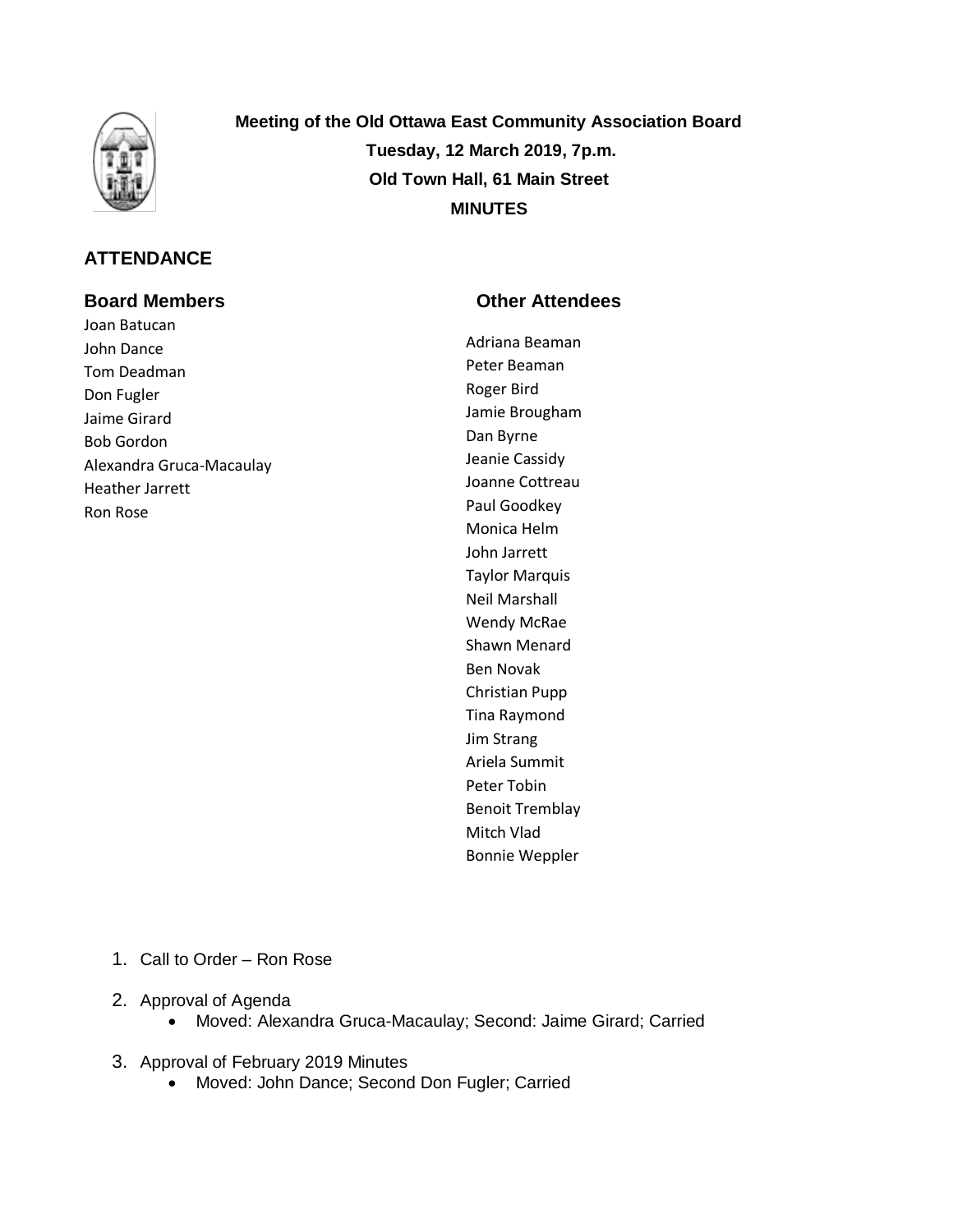**Meeting of the Old Ottawa East Community Association Board**
**Tuesday, 12 March 2019, 7p.m.**
**Old Town Hall, 61 Main Street**
**MINUTES**

## ATTENDANCE

### Board Members

Joan Batucan
John Dance
Tom Deadman
Don Fugler
Jaime Girard
Bob Gordon
Alexandra Gruca-Macaulay
Heather Jarrett
Ron Rose

### Other Attendees

Adriana Beaman
Peter Beaman
Roger Bird
Jamie Brougham
Dan Byrne
Jeanie Cassidy
Joanne Cottreau
Paul Goodkey
Monica Helm
John Jarrett
Taylor Marquis
Neil Marshall
Wendy McRae
Shawn Menard
Ben Novak
Christian Pupp
Tina Raymond
Jim Strang
Ariela Summit
Peter Tobin
Benoit Tremblay
Mitch Vlad
Bonnie Weppler

1. Call to Order – Ron Rose
2. Approval of Agenda
   - Moved: Alexandra Gruca-Macaulay; Second: Jaime Girard; Carried
3. Approval of February 2019 Minutes
   - Moved: John Dance; Second Don Fugler; Carried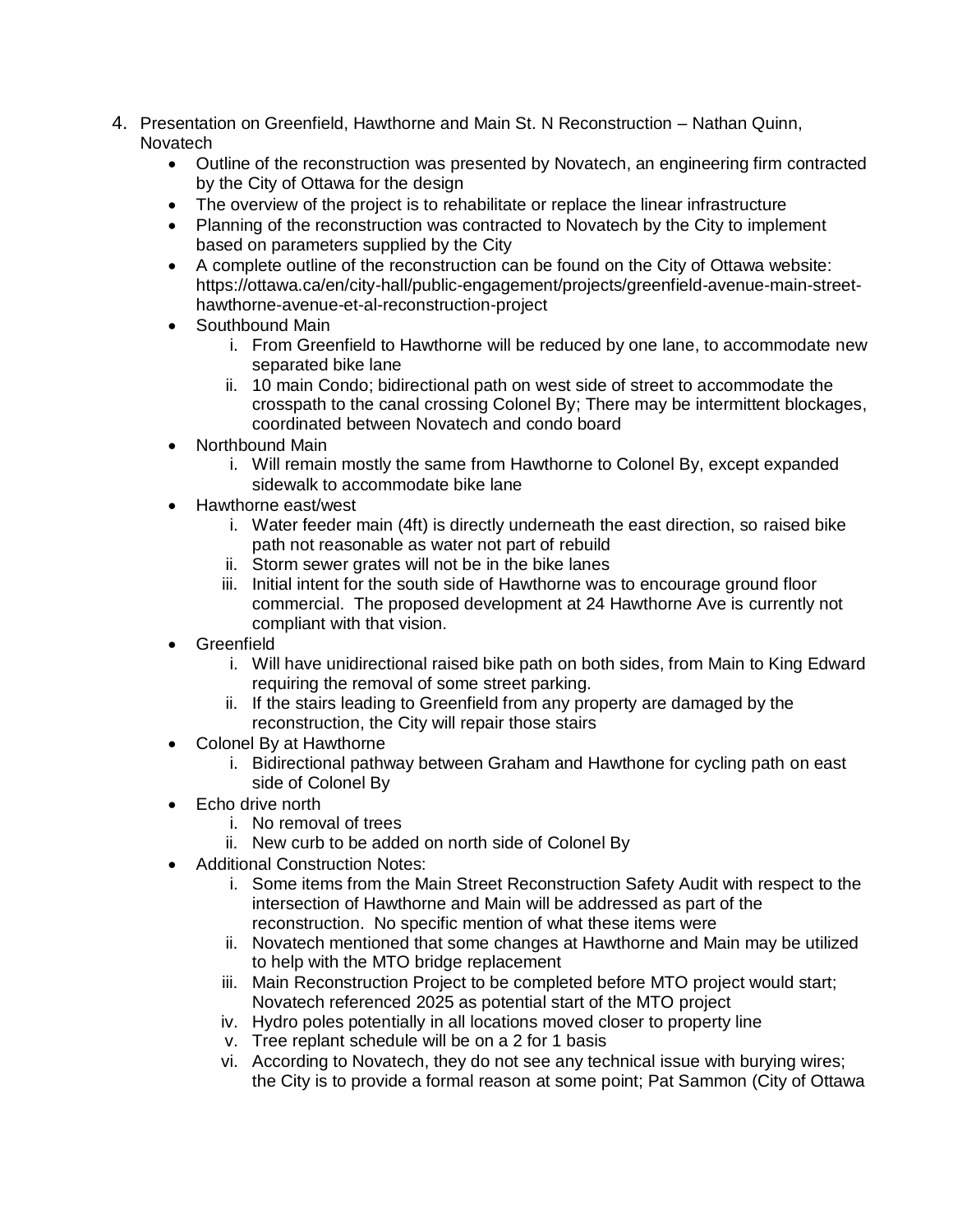4. Presentation on Greenfield, Hawthorne and Main St. N Reconstruction – Nathan Quinn, Novatech
    - Outline of the reconstruction was presented by Novatech, an engineering firm contracted by the City of Ottawa for the design
    - The overview of the project is to rehabilitate or replace the linear infrastructure
    - Planning of the reconstruction was contracted to Novatech by the City to implement based on parameters supplied by the City
    - A complete outline of the reconstruction can be found on the City of Ottawa website: https://ottawa.ca/en/city-hall/public-engagement/projects/greenfield-avenue-main-street-hawthorne-avenue-et-al-reconstruction-project
    - Southbound Main
        i. From Greenfield to Hawthorne will be reduced by one lane, to accommodate new separated bike lane
        ii. 10 main Condo; bidirectional path on west side of street to accommodate the crosspath to the canal crossing Colonel By; There may be intermittent blockages, coordinated between Novatech and condo board
    - Northbound Main
        i. Will remain mostly the same from Hawthorne to Colonel By, except expanded sidewalk to accommodate bike lane
    - Hawthorne east/west
        i. Water feeder main (4ft) is directly underneath the east direction, so raised bike path not reasonable as water not part of rebuild
        ii. Storm sewer grates will not be in the bike lanes
        iii. Initial intent for the south side of Hawthorne was to encourage ground floor commercial. The proposed development at 24 Hawthorne Ave is currently not compliant with that vision.
    - Greenfield
        i. Will have unidirectional raised bike path on both sides, from Main to King Edward requiring the removal of some street parking.
        ii. If the stairs leading to Greenfield from any property are damaged by the reconstruction, the City will repair those stairs
    - Colonel By at Hawthorne
        i. Bidirectional pathway between Graham and Hawthone for cycling path on east side of Colonel By
    - Echo drive north
        i. No removal of trees
        ii. New curb to be added on north side of Colonel By
    - Additional Construction Notes:
        i. Some items from the Main Street Reconstruction Safety Audit with respect to the intersection of Hawthorne and Main will be addressed as part of the reconstruction. No specific mention of what these items were
        ii. Novatech mentioned that some changes at Hawthorne and Main may be utilized to help with the MTO bridge replacement
        iii. Main Reconstruction Project to be completed before MTO project would start; Novatech referenced 2025 as potential start of the MTO project
        iv. Hydro poles potentially in all locations moved closer to property line
        v. Tree replant schedule will be on a 2 for 1 basis
        vi. According to Novatech, they do not see any technical issue with burying wires; the City is to provide a formal reason at some point; Pat Sammon (City of Ottawa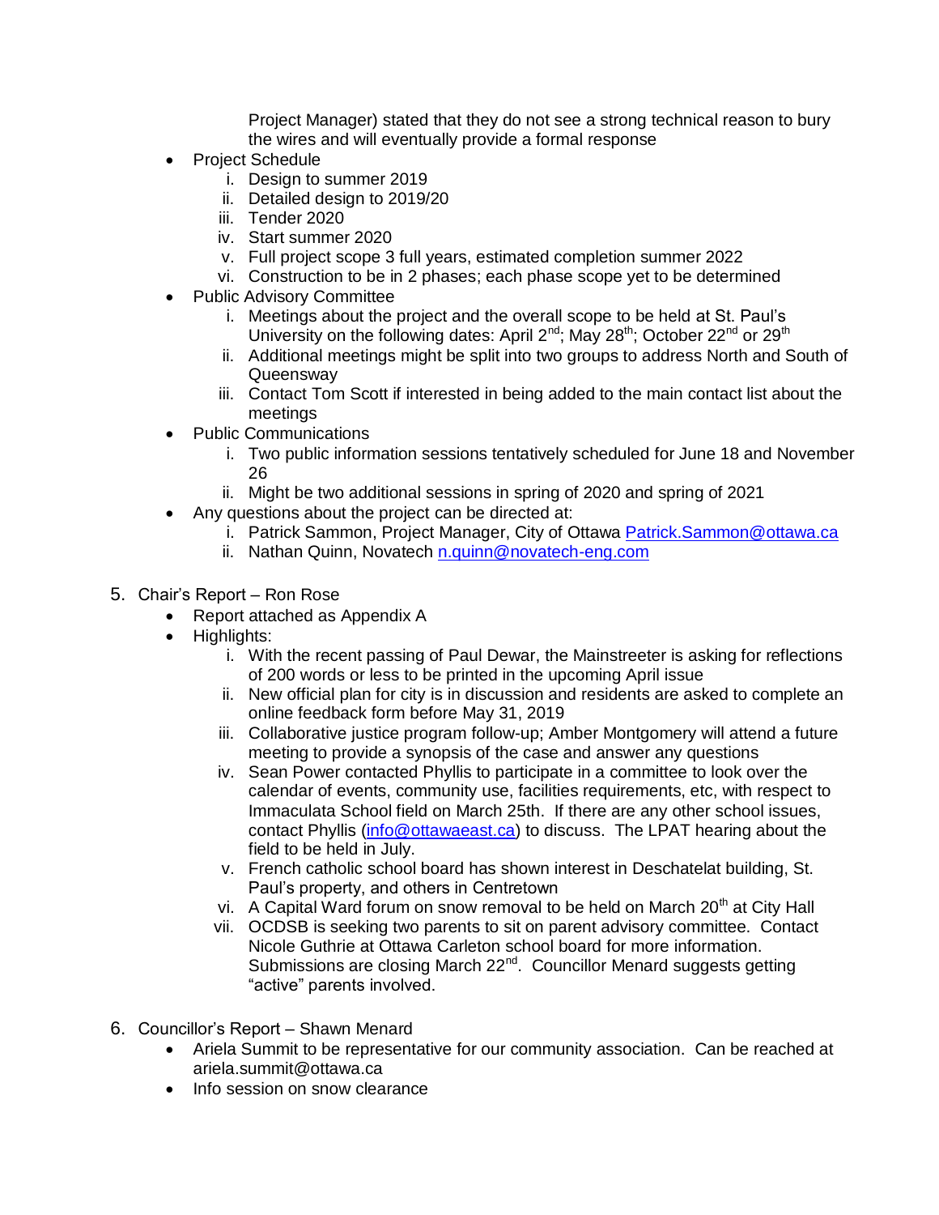Project Manager) stated that they do not see a strong technical reason to bury the wires and will eventually provide a formal response

- Project Schedule
  i. Design to summer 2019
  ii. Detailed design to 2019/20
  iii. Tender 2020
  iv. Start summer 2020
  v. Full project scope 3 full years, estimated completion summer 2022
  vi. Construction to be in 2 phases; each phase scope yet to be determined
- Public Advisory Committee
  i. Meetings about the project and the overall scope to be held at St. Paul's University on the following dates: April 2nd; May 28th; October 22nd or 29th
  ii. Additional meetings might be split into two groups to address North and South of Queensway
  iii. Contact Tom Scott if interested in being added to the main contact list about the meetings
- Public Communications
  i. Two public information sessions tentatively scheduled for June 18 and November 26
  ii. Might be two additional sessions in spring of 2020 and spring of 2021
- Any questions about the project can be directed at:
  i. Patrick Sammon, Project Manager, City of Ottawa Patrick.Sammon@ottawa.ca
  ii. Nathan Quinn, Novatech n.quinn@novatech-eng.com

5. Chair's Report – Ron Rose
   - Report attached as Appendix A
   - Highlights:
     i. With the recent passing of Paul Dewar, the Mainstreeter is asking for reflections of 200 words or less to be printed in the upcoming April issue
     ii. New official plan for city is in discussion and residents are asked to complete an online feedback form before May 31, 2019
     iii. Collaborative justice program follow-up; Amber Montgomery will attend a future meeting to provide a synopsis of the case and answer any questions
     iv. Sean Power contacted Phyllis to participate in a committee to look over the calendar of events, community use, facilities requirements, etc, with respect to Immaculata School field on March 25th. If there are any other school issues, contact Phyllis (info@ottawaeast.ca) to discuss. The LPAT hearing about the field to be held in July.
     v. French catholic school board has shown interest in Deschatelat building, St. Paul's property, and others in Centretown
     vi. A Capital Ward forum on snow removal to be held on March 20th at City Hall
     vii. OCDSB is seeking two parents to sit on parent advisory committee. Contact Nicole Guthrie at Ottawa Carleton school board for more information. Submissions are closing March 22nd. Councillor Menard suggests getting "active" parents involved.

6. Councillor's Report – Shawn Menard
   - Ariela Summit to be representative for our community association. Can be reached at ariela.summit@ottawa.ca
   - Info session on snow clearance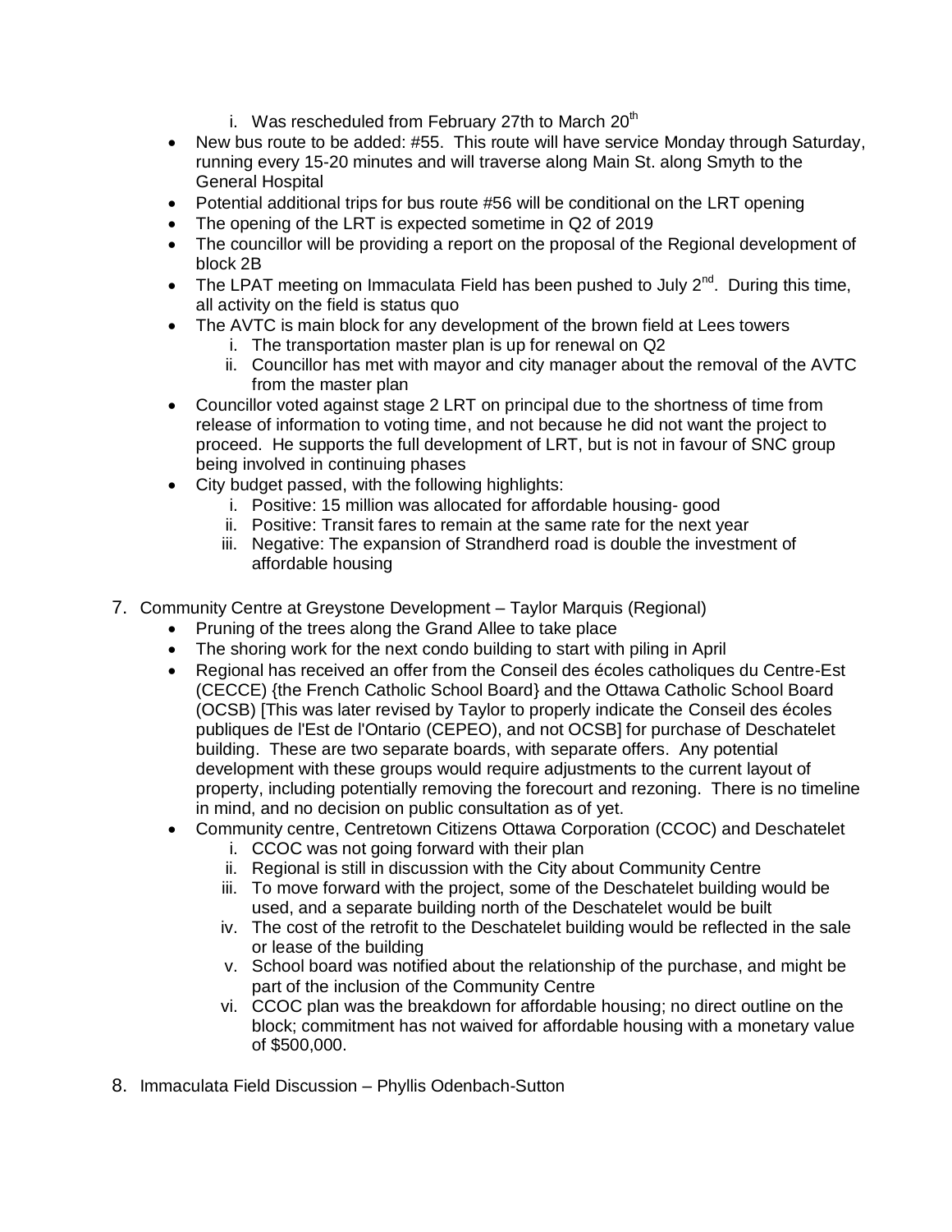i. Was rescheduled from February 27th to March 20th

- New bus route to be added: #55. This route will have service Monday through Saturday, running every 15-20 minutes and will traverse along Main St. along Smyth to the General Hospital
- Potential additional trips for bus route #56 will be conditional on the LRT opening
- The opening of the LRT is expected sometime in Q2 of 2019
- The councillor will be providing a report on the proposal of the Regional development of block 2B
- The LPAT meeting on Immaculata Field has been pushed to July 2nd. During this time, all activity on the field is status quo
- The AVTC is main block for any development of the brown field at Lees towers
   i. The transportation master plan is up for renewal on Q2
   ii. Councillor has met with mayor and city manager about the removal of the AVTC from the master plan
- Councillor voted against stage 2 LRT on principal due to the shortness of time from release of information to voting time, and not because he did not want the project to proceed. He supports the full development of LRT, but is not in favour of SNC group being involved in continuing phases
- City budget passed, with the following highlights:
   i. Positive: 15 million was allocated for affordable housing- good
   ii. Positive: Transit fares to remain at the same rate for the next year
   iii. Negative: The expansion of Strandherd road is double the investment of affordable housing

7. Community Centre at Greystone Development – Taylor Marquis (Regional)
   - Pruning of the trees along the Grand Allee to take place
   - The shoring work for the next condo building to start with piling in April
   - Regional has received an offer from the Conseil des écoles catholiques du Centre-Est (CECCE) {the French Catholic School Board} and the Ottawa Catholic School Board (OCSB) [This was later revised by Taylor to properly indicate the Conseil des écoles publiques de l'Est de l'Ontario (CEPEO), and not OCSB] for purchase of Deschatelet building. These are two separate boards, with separate offers. Any potential development with these groups would require adjustments to the current layout of property, including potentially removing the forecourt and rezoning. There is no timeline in mind, and no decision on public consultation as of yet.
   - Community centre, Centretown Citizens Ottawa Corporation (CCOC) and Deschatelet
      i. CCOC was not going forward with their plan
      ii. Regional is still in discussion with the City about Community Centre
      iii. To move forward with the project, some of the Deschatelet building would be used, and a separate building north of the Deschatelet would be built
      iv. The cost of the retrofit to the Deschatelet building would be reflected in the sale or lease of the building
      v. School board was notified about the relationship of the purchase, and might be part of the inclusion of the Community Centre
      vi. CCOC plan was the breakdown for affordable housing; no direct outline on the block; commitment has not waived for affordable housing with a monetary value of $500,000.

8. Immaculata Field Discussion – Phyllis Odenbach-Sutton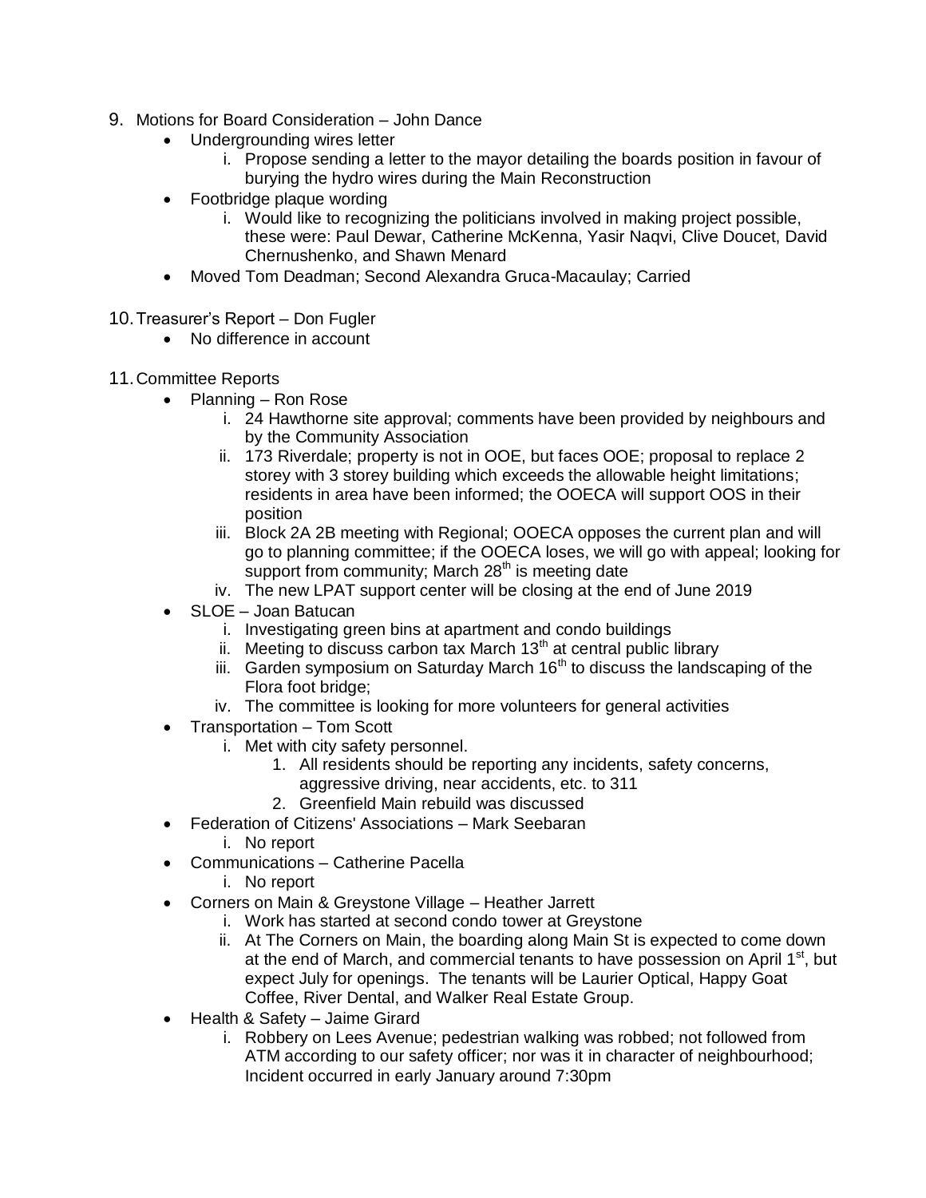9. Motions for Board Consideration – John Dance
   - Undergrounding wires letter
     i. Propose sending a letter to the mayor detailing the boards position in favour of burying the hydro wires during the Main Reconstruction
   - Footbridge plaque wording
     i. Would like to recognizing the politicians involved in making project possible, these were: Paul Dewar, Catherine McKenna, Yasir Naqvi, Clive Doucet, David Chernushenko, and Shawn Menard
   - Moved Tom Deadman; Second Alexandra Gruca-Macaulay; Carried

10. Treasurer's Report – Don Fugler
    - No difference in account

11. Committee Reports
    - Planning – Ron Rose
      i. 24 Hawthorne site approval; comments have been provided by neighbours and by the Community Association
      ii. 173 Riverdale; property is not in OOE, but faces OOE; proposal to replace 2 storey with 3 storey building which exceeds the allowable height limitations; residents in area have been informed; the OOECA will support OOS in their position
      iii. Block 2A 2B meeting with Regional; OOECA opposes the current plan and will go to planning committee; if the OOECA loses, we will go with appeal; looking for support from community; March 28th is meeting date
      iv. The new LPAT support center will be closing at the end of June 2019
    - SLOE – Joan Batucan
      i. Investigating green bins at apartment and condo buildings
      ii. Meeting to discuss carbon tax March 13th at central public library
      iii. Garden symposium on Saturday March 16th to discuss the landscaping of the Flora foot bridge;
      iv. The committee is looking for more volunteers for general activities
    - Transportation – Tom Scott
      i. Met with city safety personnel.
         1. All residents should be reporting any incidents, safety concerns, aggressive driving, near accidents, etc. to 311
         2. Greenfield Main rebuild was discussed
    - Federation of Citizens' Associations – Mark Seebaran
      i. No report
    - Communications – Catherine Pacella
      i. No report
    - Corners on Main & Greystone Village – Heather Jarrett
      i. Work has started at second condo tower at Greystone
      ii. At The Corners on Main, the boarding along Main St is expected to come down at the end of March, and commercial tenants to have possession on April 1st, but expect July for openings. The tenants will be Laurier Optical, Happy Goat Coffee, River Dental, and Walker Real Estate Group.
    - Health & Safety – Jaime Girard
      i. Robbery on Lees Avenue; pedestrian walking was robbed; not followed from ATM according to our safety officer; nor was it in character of neighbourhood; Incident occurred in early January around 7:30pm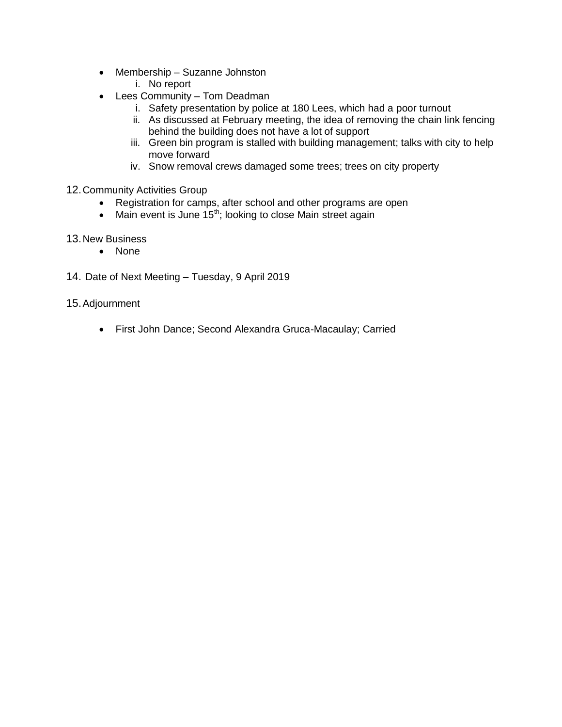- Membership – Suzanne Johnston
    i. No report
- Lees Community – Tom Deadman
    i. Safety presentation by police at 180 Lees, which had a poor turnout
    ii. As discussed at February meeting, the idea of removing the chain link fencing behind the building does not have a lot of support
    iii. Green bin program is stalled with building management; talks with city to help move forward
    iv. Snow removal crews damaged some trees; trees on city property

12. Community Activities Group
    - Registration for camps, after school and other programs are open
    - Main event is June 15th; looking to close Main street again

13. New Business
    - None

14. Date of Next Meeting – Tuesday, 9 April 2019

15. Adjournment

    - First John Dance; Second Alexandra Gruca-Macaulay; Carried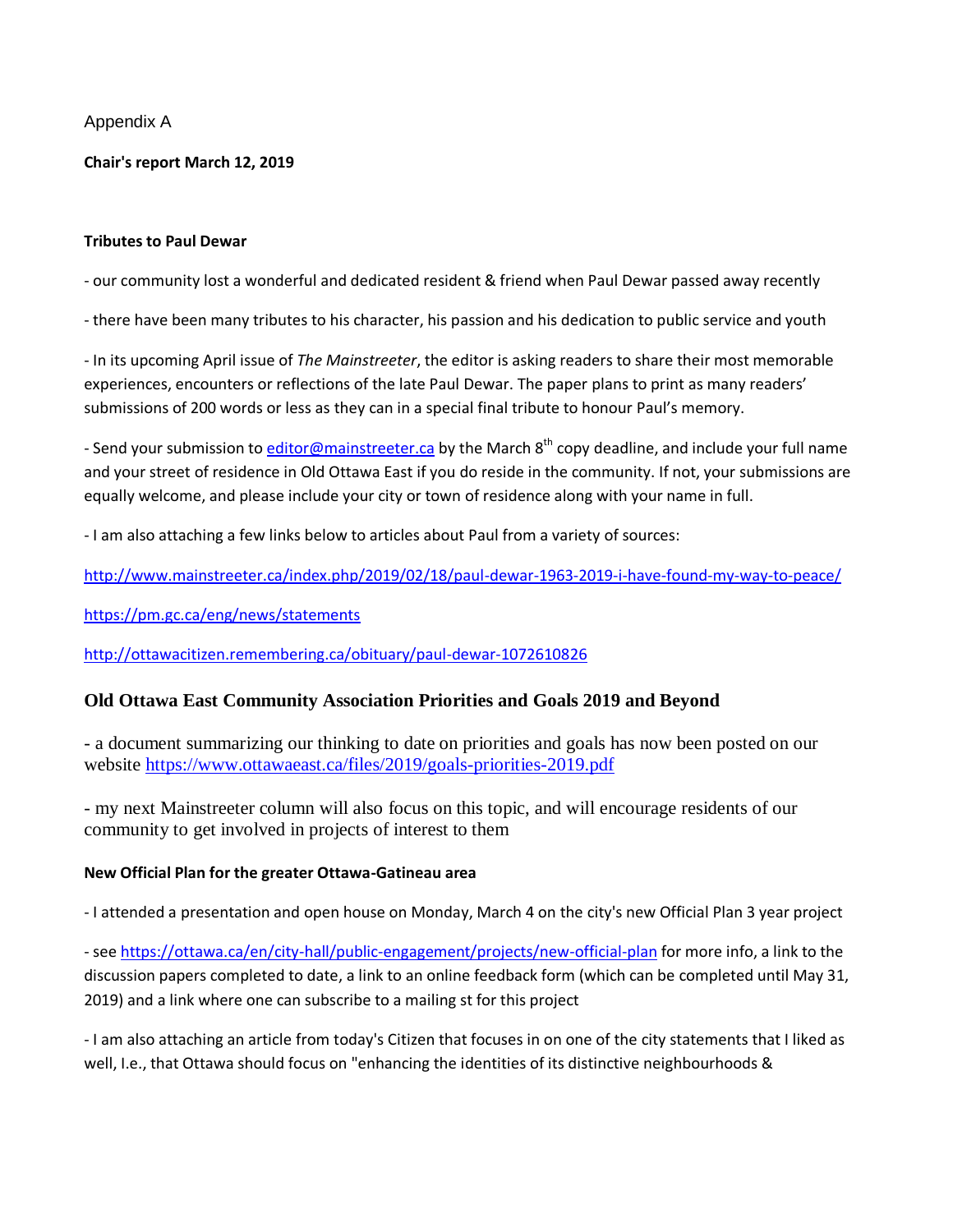Appendix A

**Chair's report March 12, 2019**

**Tributes to Paul Dewar**

- our community lost a wonderful and dedicated resident & friend when Paul Dewar passed away recently

- there have been many tributes to his character, his passion and his dedication to public service and youth

- In its upcoming April issue of *The Mainstreeter*, the editor is asking readers to share their most memorable experiences, encounters or reflections of the late Paul Dewar. The paper plans to print as many readers' submissions of 200 words or less as they can in a special final tribute to honour Paul's memory.

- Send your submission to editor@mainstreeter.ca by the March 8th copy deadline, and include your full name and your street of residence in Old Ottawa East if you do reside in the community. If not, your submissions are equally welcome, and please include your city or town of residence along with your name in full.

- I am also attaching a few links below to articles about Paul from a variety of sources:

http://www.mainstreeter.ca/index.php/2019/02/18/paul-dewar-1963-2019-i-have-found-my-way-to-peace/

https://pm.gc.ca/eng/news/statements

http://ottawacitizen.remembering.ca/obituary/paul-dewar-1072610826

## Old Ottawa East Community Association Priorities and Goals 2019 and Beyond

- a document summarizing our thinking to date on priorities and goals has now been posted on our website https://www.ottawaeast.ca/files/2019/goals-priorities-2019.pdf

- my next Mainstreeter column will also focus on this topic, and will encourage residents of our community to get involved in projects of interest to them

**New Official Plan for the greater Ottawa-Gatineau area**

- I attended a presentation and open house on Monday, March 4 on the city's new Official Plan 3 year project

- see https://ottawa.ca/en/city-hall/public-engagement/projects/new-official-plan for more info, a link to the discussion papers completed to date, a link to an online feedback form (which can be completed until May 31, 2019) and a link where one can subscribe to a mailing st for this project

- I am also attaching an article from today's Citizen that focuses in on one of the city statements that I liked as well, I.e., that Ottawa should focus on "enhancing the identities of its distinctive neighbourhoods &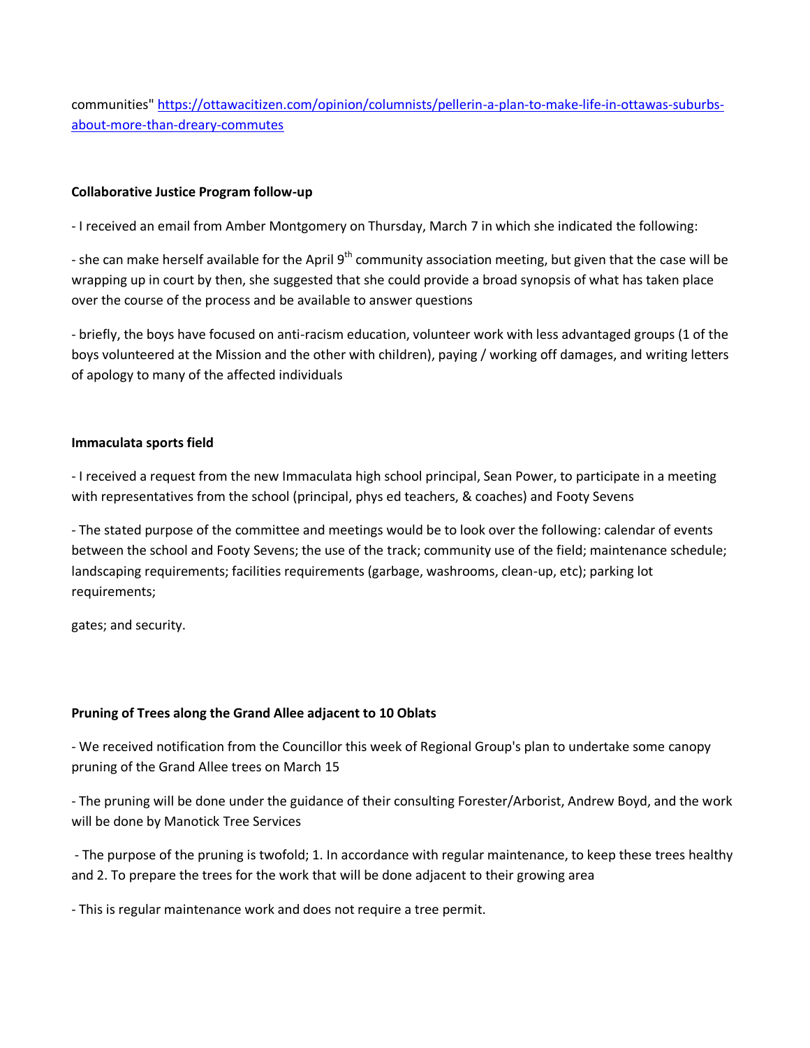communities" [https://ottawacitizen.com/opinion/columnists/pellerin-a-plan-to-make-life-in-ottawas-suburbs-about-more-than-dreary-commutes](https://ottawacitizen.com/opinion/columnists/pellerin-a-plan-to-make-life-in-ottawas-suburbs-about-more-than-dreary-commutes)

**Collaborative Justice Program follow-up**

- I received an email from Amber Montgomery on Thursday, March 7 in which she indicated the following:

- she can make herself available for the April 9th community association meeting, but given that the case will be wrapping up in court by then, she suggested that she could provide a broad synopsis of what has taken place over the course of the process and be available to answer questions

- briefly, the boys have focused on anti-racism education, volunteer work with less advantaged groups (1 of the boys volunteered at the Mission and the other with children), paying / working off damages, and writing letters of apology to many of the affected individuals

**Immaculata sports field**

- I received a request from the new Immaculata high school principal, Sean Power, to participate in a meeting with representatives from the school (principal, phys ed teachers, & coaches) and Footy Sevens

- The stated purpose of the committee and meetings would be to look over the following: calendar of events between the school and Footy Sevens; the use of the track; community use of the field; maintenance schedule; landscaping requirements; facilities requirements (garbage, washrooms, clean-up, etc); parking lot requirements;

gates; and security.

**Pruning of Trees along the Grand Allee adjacent to 10 Oblats**

- We received notification from the Councillor this week of Regional Group's plan to undertake some canopy pruning of the Grand Allee trees on March 15

- The pruning will be done under the guidance of their consulting Forester/Arborist, Andrew Boyd, and the work will be done by Manotick Tree Services

- The purpose of the pruning is twofold; 1. In accordance with regular maintenance, to keep these trees healthy and 2. To prepare the trees for the work that will be done adjacent to their growing area

- This is regular maintenance work and does not require a tree permit.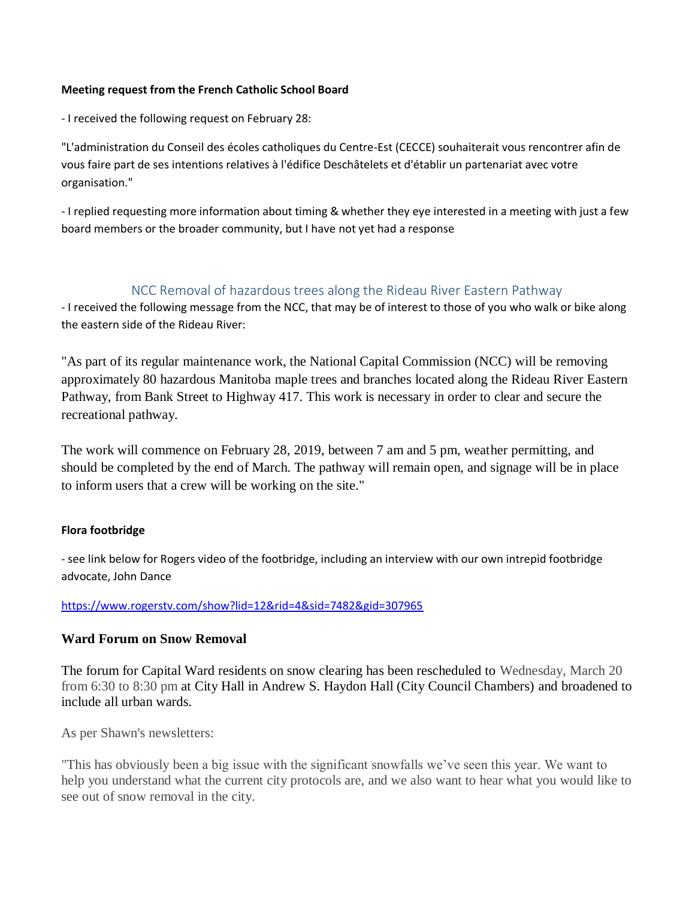**Meeting request from the French Catholic School Board**

- I received the following request on February 28:

"L'administration du Conseil des écoles catholiques du Centre-Est (CECCE) souhaiterait vous rencontrer afin de vous faire part de ses intentions relatives à l'édifice Deschâtelets et d'établir un partenariat avec votre organisation."

- I replied requesting more information about timing & whether they eye interested in a meeting with just a few board members or the broader community, but I have not yet had a response

## NCC Removal of hazardous trees along the Rideau River Eastern Pathway

- I received the following message from the NCC, that may be of interest to those of you who walk or bike along the eastern side of the Rideau River:

"As part of its regular maintenance work, the National Capital Commission (NCC) will be removing approximately 80 hazardous Manitoba maple trees and branches located along the Rideau River Eastern Pathway, from Bank Street to Highway 417. This work is necessary in order to clear and secure the recreational pathway.

The work will commence on February 28, 2019, between 7 am and 5 pm, weather permitting, and should be completed by the end of March. The pathway will remain open, and signage will be in place to inform users that a crew will be working on the site."

**Flora footbridge**

- see link below for Rogers video of the footbridge, including an interview with our own intrepid footbridge advocate, John Dance

https://www.rogerstv.com/show?lid=12&rid=4&sid=7482&gid=307965

### Ward Forum on Snow Removal

The forum for Capital Ward residents on snow clearing has been rescheduled to Wednesday, March 20 from 6:30 to 8:30 pm at City Hall in Andrew S. Haydon Hall (City Council Chambers) and broadened to include all urban wards.

As per Shawn's newsletters:

"This has obviously been a big issue with the significant snowfalls we've seen this year. We want to help you understand what the current city protocols are, and we also want to hear what you would like to see out of snow removal in the city.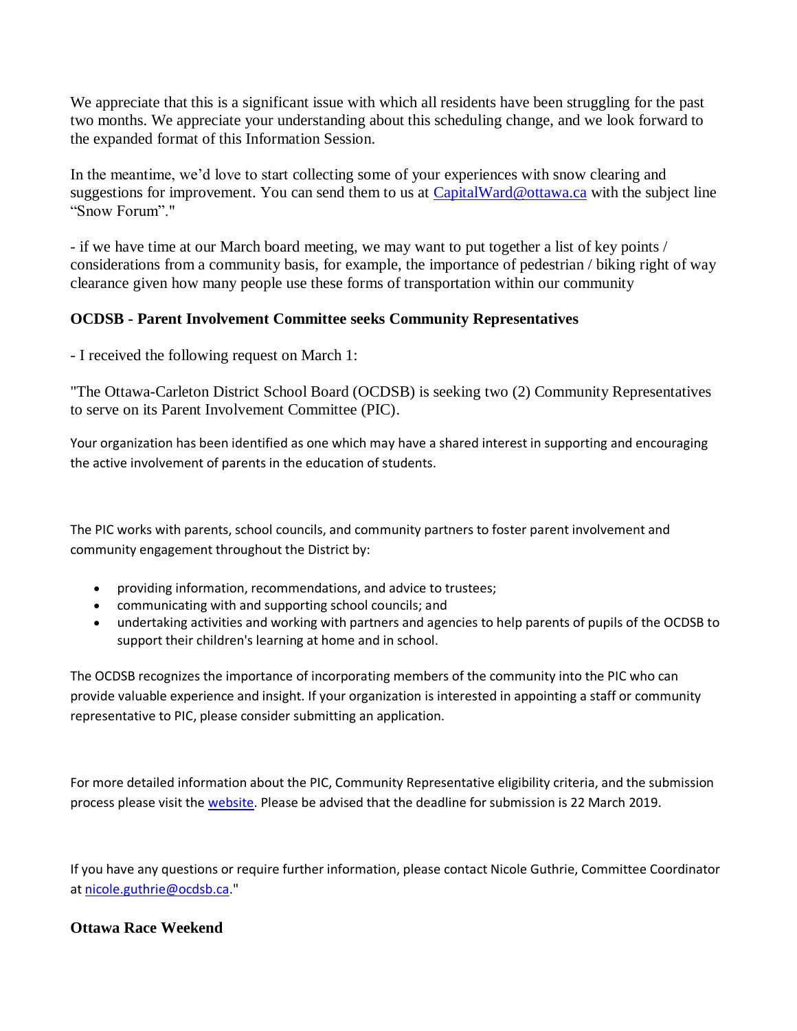We appreciate that this is a significant issue with which all residents have been struggling for the past two months. We appreciate your understanding about this scheduling change, and we look forward to the expanded format of this Information Session.

In the meantime, we'd love to start collecting some of your experiences with snow clearing and suggestions for improvement. You can send them to us at [CapitalWard@ottawa.ca](mailto:CapitalWard@ottawa.ca) with the subject line "Snow Forum"."

- if we have time at our March board meeting, we may want to put together a list of key points / considerations from a community basis, for example, the importance of pedestrian / biking right of way clearance given how many people use these forms of transportation within our community

### OCDSB - Parent Involvement Committee seeks Community Representatives

- I received the following request on March 1:

"The Ottawa-Carleton District School Board (OCDSB) is seeking two (2) Community Representatives to serve on its Parent Involvement Committee (PIC).

Your organization has been identified as one which may have a shared interest in supporting and encouraging the active involvement of parents in the education of students.

The PIC works with parents, school councils, and community partners to foster parent involvement and community engagement throughout the District by:

- providing information, recommendations, and advice to trustees;
- communicating with and supporting school councils; and
- undertaking activities and working with partners and agencies to help parents of pupils of the OCDSB to support their children's learning at home and in school.

The OCDSB recognizes the importance of incorporating members of the community into the PIC who can provide valuable experience and insight. If your organization is interested in appointing a staff or community representative to PIC, please consider submitting an application.

For more detailed information about the PIC, Community Representative eligibility criteria, and the submission process please visit the website. Please be advised that the deadline for submission is 22 March 2019.

If you have any questions or require further information, please contact Nicole Guthrie, Committee Coordinator at [nicole.guthrie@ocdsb.ca](mailto:nicole.guthrie@ocdsb.ca)."

### Ottawa Race Weekend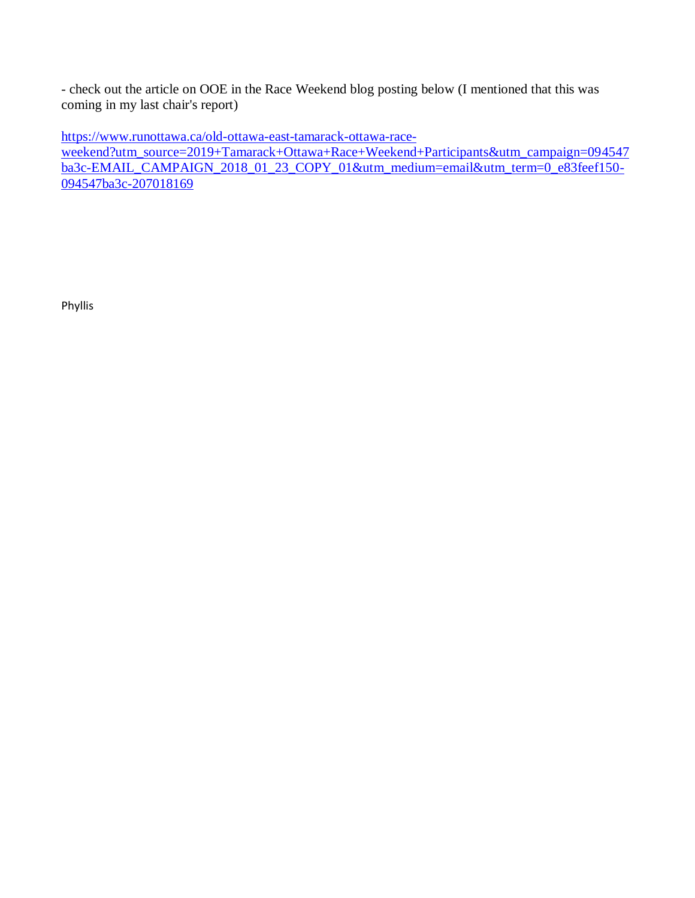- check out the article on OOE in the Race Weekend blog posting below (I mentioned that this was coming in my last chair's report)

https://www.runottawa.ca/old-ottawa-east-tamarack-ottawa-race-weekend?utm_source=2019+Tamarack+Ottawa+Race+Weekend+Participants&utm_campaign=094547ba3c-EMAIL_CAMPAIGN_2018_01_23_COPY_01&utm_medium=email&utm_term=0_e83feef150-094547ba3c-207018169

Phyllis